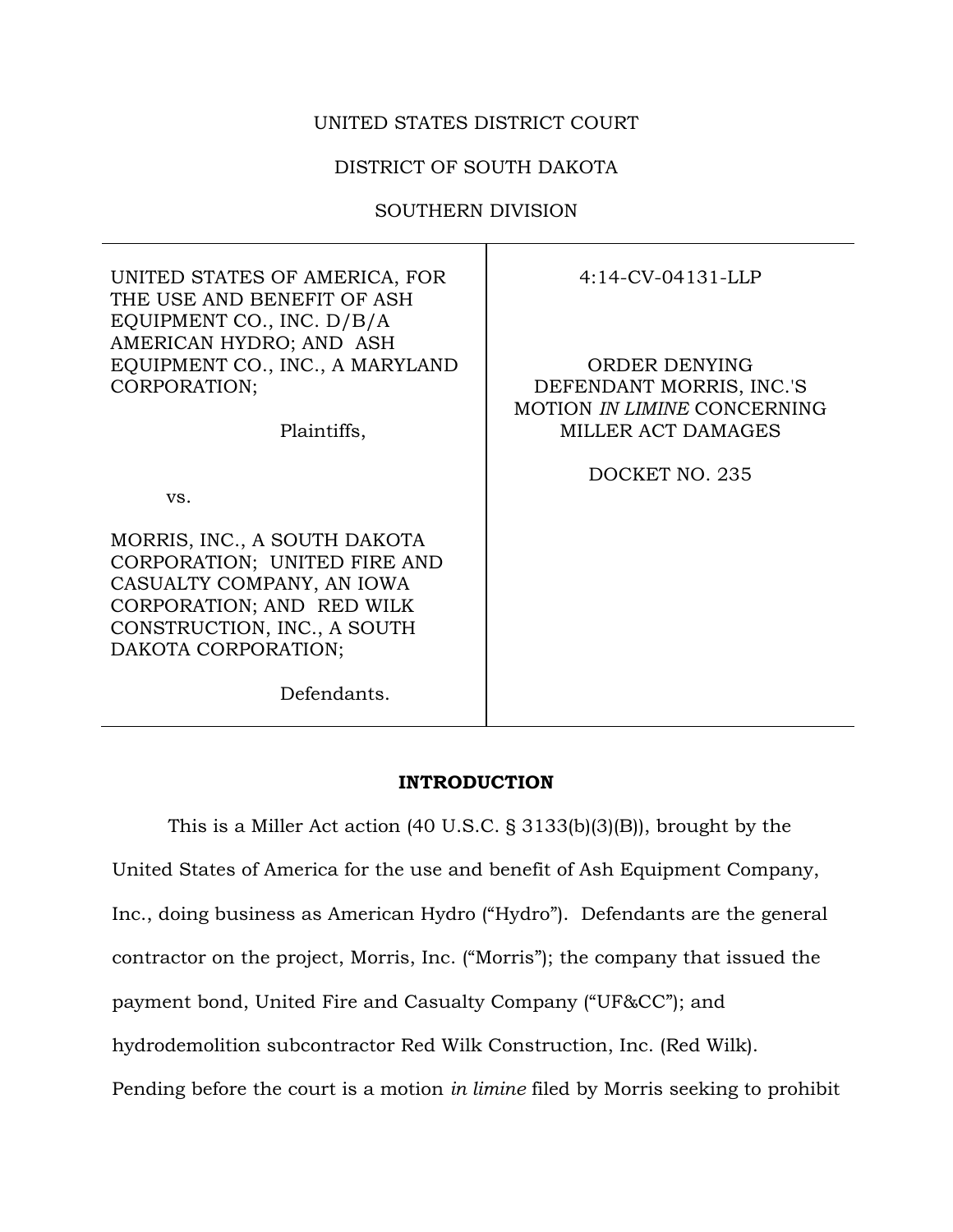UNITED STATES DISTRICT COURT

DISTRICT OF SOUTH DAKOTA

SOUTHERN DIVISION

| | |
|---|---|
| UNITED STATES OF AMERICA, FOR THE USE AND BENEFIT OF ASH EQUIPMENT CO., INC. D/B/A AMERICAN HYDRO; AND ASH EQUIPMENT CO., INC., A MARYLAND CORPORATION;<br><br>Plaintiffs,<br><br>vs.<br><br>MORRIS, INC., A SOUTH DAKOTA CORPORATION; UNITED FIRE AND CASUALTY COMPANY, AN IOWA CORPORATION; AND RED WILK CONSTRUCTION, INC., A SOUTH DAKOTA CORPORATION;<br><br>Defendants. | 4:14-CV-04131-LLP<br><br>ORDER DENYING DEFENDANT MORRIS, INC.'S MOTION *IN LIMINE* CONCERNING MILLER ACT DAMAGES<br><br>DOCKET NO. 235 |

## INTRODUCTION

This is a Miller Act action (40 U.S.C. § 3133(b)(3)(B)), brought by the United States of America for the use and benefit of Ash Equipment Company, Inc., doing business as American Hydro ("Hydro"). Defendants are the general contractor on the project, Morris, Inc. ("Morris"); the company that issued the payment bond, United Fire and Casualty Company ("UF&CC"); and hydrodemolition subcontractor Red Wilk Construction, Inc. (Red Wilk). Pending before the court is a motion *in limine* filed by Morris seeking to prohibit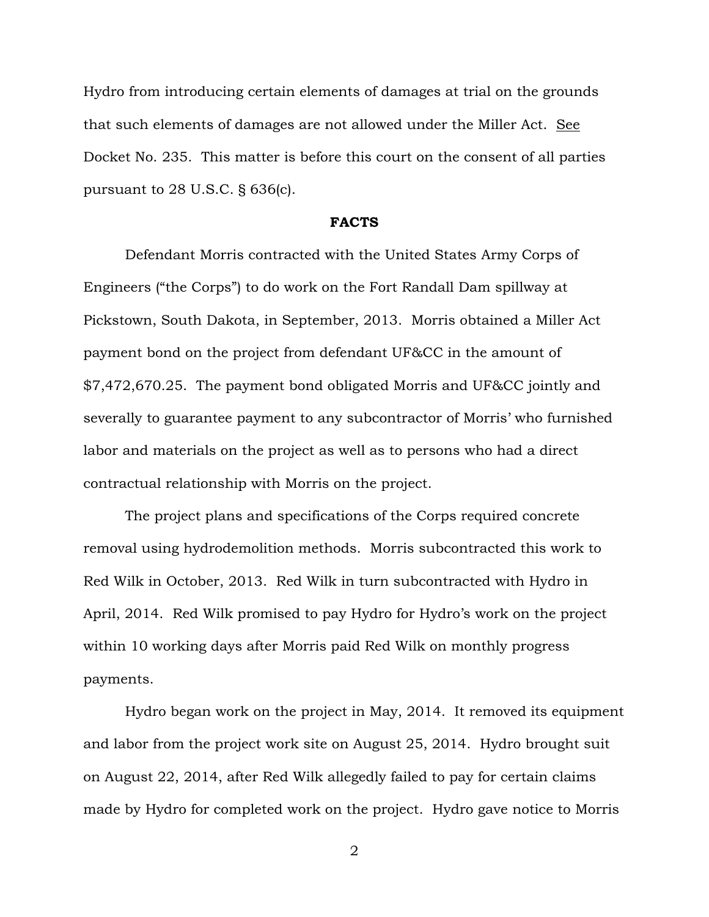Hydro from introducing certain elements of damages at trial on the grounds that such elements of damages are not allowed under the Miller Act. See Docket No. 235. This matter is before this court on the consent of all parties pursuant to 28 U.S.C. § 636(c).

## FACTS

Defendant Morris contracted with the United States Army Corps of Engineers ("the Corps") to do work on the Fort Randall Dam spillway at Pickstown, South Dakota, in September, 2013. Morris obtained a Miller Act payment bond on the project from defendant UF&CC in the amount of $7,472,670.25. The payment bond obligated Morris and UF&CC jointly and severally to guarantee payment to any subcontractor of Morris' who furnished labor and materials on the project as well as to persons who had a direct contractual relationship with Morris on the project.

The project plans and specifications of the Corps required concrete removal using hydrodemolition methods. Morris subcontracted this work to Red Wilk in October, 2013. Red Wilk in turn subcontracted with Hydro in April, 2014. Red Wilk promised to pay Hydro for Hydro's work on the project within 10 working days after Morris paid Red Wilk on monthly progress payments.

Hydro began work on the project in May, 2014. It removed its equipment and labor from the project work site on August 25, 2014. Hydro brought suit on August 22, 2014, after Red Wilk allegedly failed to pay for certain claims made by Hydro for completed work on the project. Hydro gave notice to Morris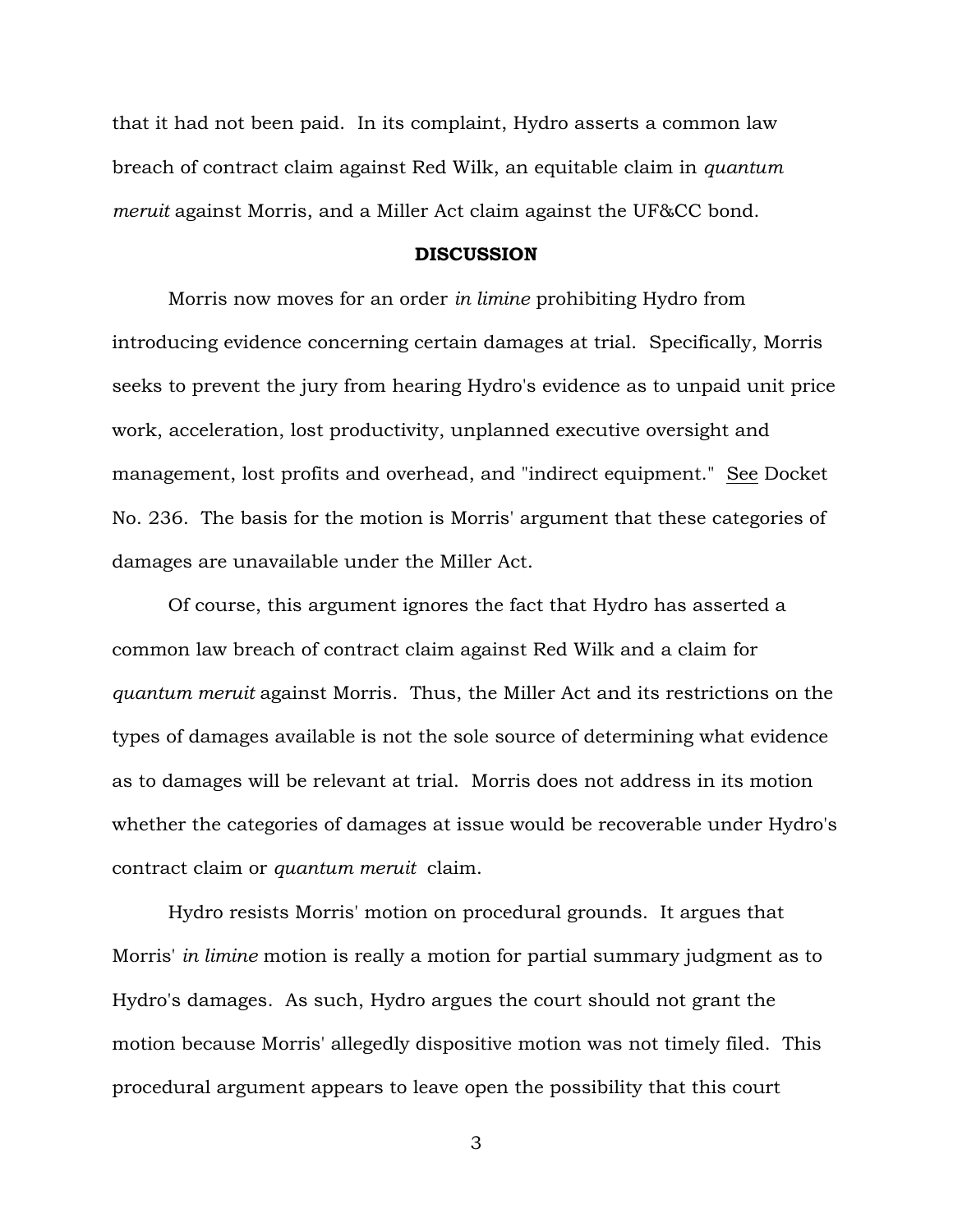that it had not been paid. In its complaint, Hydro asserts a common law breach of contract claim against Red Wilk, an equitable claim in *quantum meruit* against Morris, and a Miller Act claim against the UF&CC bond.

## DISCUSSION

Morris now moves for an order *in limine* prohibiting Hydro from introducing evidence concerning certain damages at trial. Specifically, Morris seeks to prevent the jury from hearing Hydro's evidence as to unpaid unit price work, acceleration, lost productivity, unplanned executive oversight and management, lost profits and overhead, and "indirect equipment." See Docket No. 236. The basis for the motion is Morris' argument that these categories of damages are unavailable under the Miller Act.

Of course, this argument ignores the fact that Hydro has asserted a common law breach of contract claim against Red Wilk and a claim for *quantum meruit* against Morris. Thus, the Miller Act and its restrictions on the types of damages available is not the sole source of determining what evidence as to damages will be relevant at trial. Morris does not address in its motion whether the categories of damages at issue would be recoverable under Hydro's contract claim or *quantum meruit* claim.

Hydro resists Morris' motion on procedural grounds. It argues that Morris' *in limine* motion is really a motion for partial summary judgment as to Hydro's damages. As such, Hydro argues the court should not grant the motion because Morris' allegedly dispositive motion was not timely filed. This procedural argument appears to leave open the possibility that this court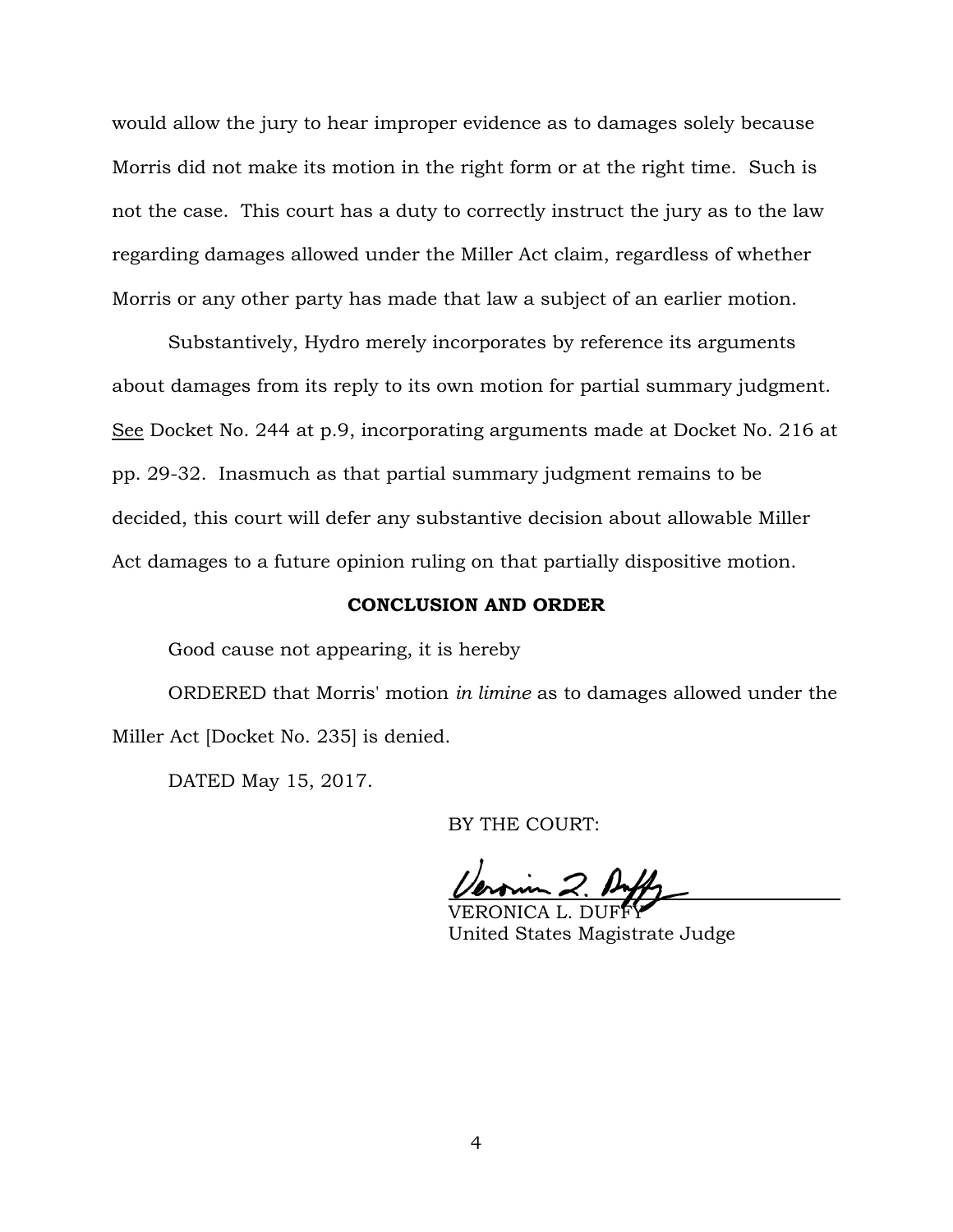would allow the jury to hear improper evidence as to damages solely because Morris did not make its motion in the right form or at the right time. Such is not the case. This court has a duty to correctly instruct the jury as to the law regarding damages allowed under the Miller Act claim, regardless of whether Morris or any other party has made that law a subject of an earlier motion.

Substantively, Hydro merely incorporates by reference its arguments about damages from its reply to its own motion for partial summary judgment. See Docket No. 244 at p.9, incorporating arguments made at Docket No. 216 at pp. 29-32. Inasmuch as that partial summary judgment remains to be decided, this court will defer any substantive decision about allowable Miller Act damages to a future opinion ruling on that partially dispositive motion.

**CONCLUSION AND ORDER**

Good cause not appearing, it is hereby

ORDERED that Morris' motion *in limine* as to damages allowed under the Miller Act [Docket No. 235] is denied.

DATED May 15, 2017.

BY THE COURT:

VERONICA L. DUFFY
United States Magistrate Judge